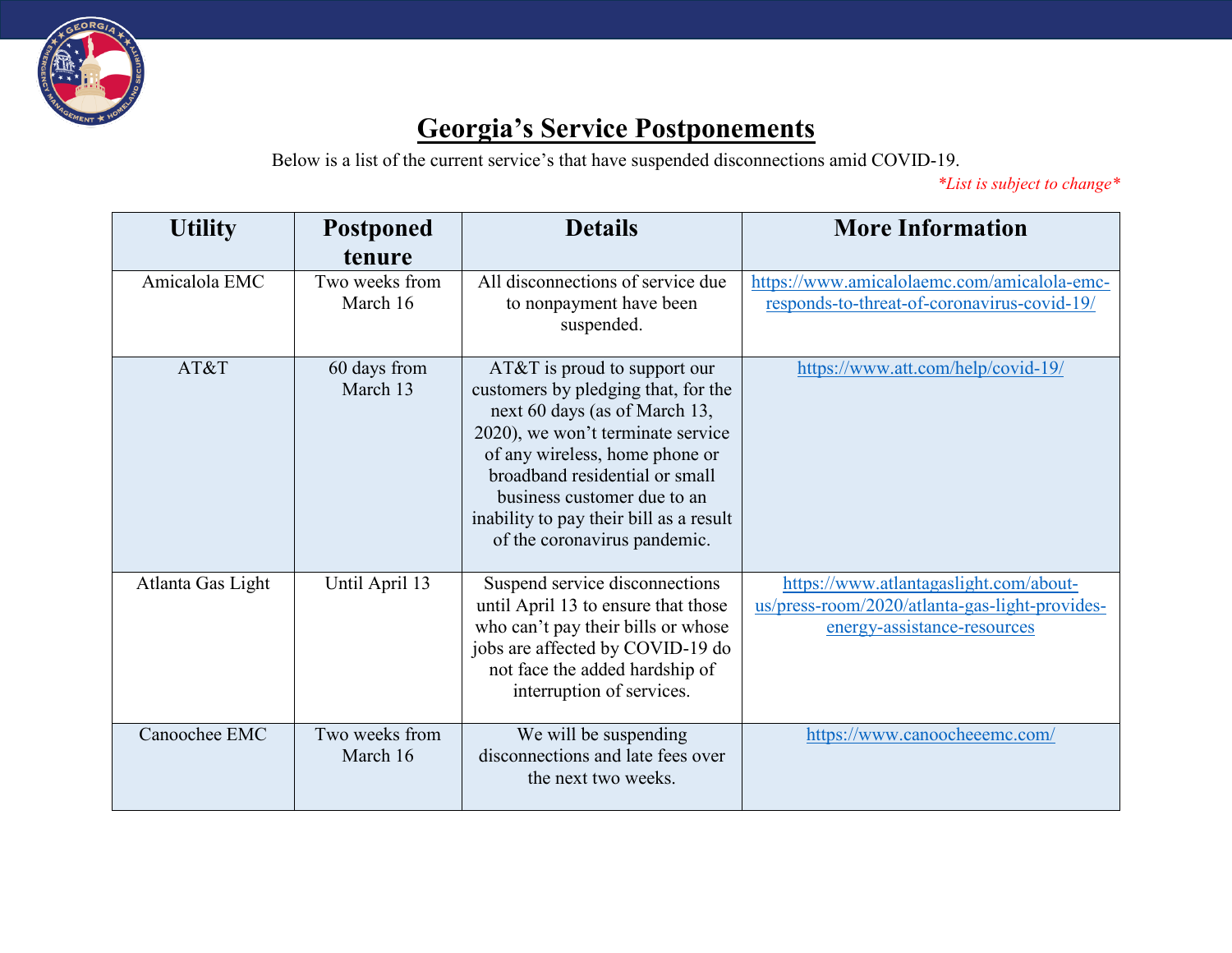# Georgia's Service Postponements

Below is a list of the current service's that have suspended disconnections amid COVID-19.

*\*List is subject to change\**

| Utility | Postponed tenure | Details | More Information |
|---|---|---|---|
| Amicalola EMC | Two weeks from March 16 | All disconnections of service due to nonpayment have been suspended. | https://www.amicalolaemc.com/amicalola-emc-responds-to-threat-of-coronavirus-covid-19/ |
| AT&T | 60 days from March 13 | AT&T is proud to support our customers by pledging that, for the next 60 days (as of March 13, 2020), we won't terminate service of any wireless, home phone or broadband residential or small business customer due to an inability to pay their bill as a result of the coronavirus pandemic. | https://www.att.com/help/covid-19/ |
| Atlanta Gas Light | Until April 13 | Suspend service disconnections until April 13 to ensure that those who can't pay their bills or whose jobs are affected by COVID-19 do not face the added hardship of interruption of services. | https://www.atlantagaslight.com/about-us/press-room/2020/atlanta-gas-light-provides-energy-assistance-resources |
| Canoochee EMC | Two weeks from March 16 | We will be suspending disconnections and late fees over the next two weeks. | https://www.canoocheeemc.com/ |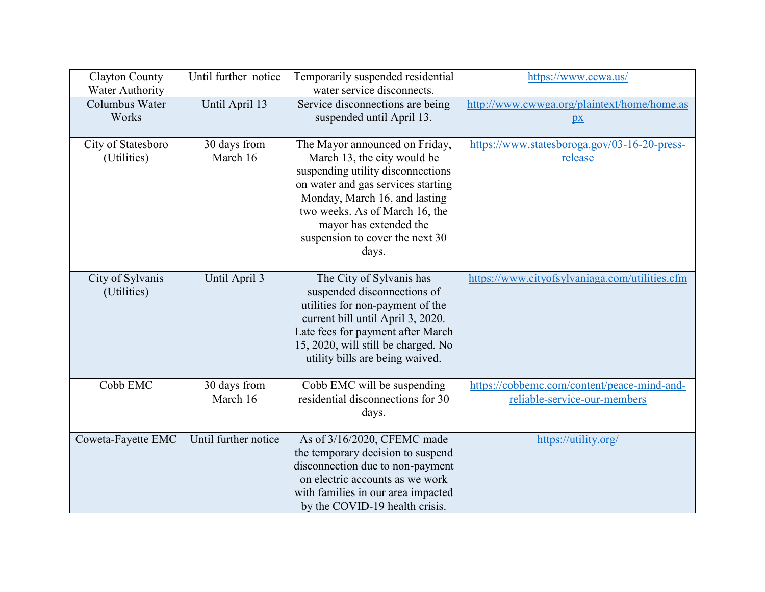| Clayton County Water Authority | Until further notice | Temporarily suspended residential water service disconnects. | https://www.ccwa.us/ |
|---|---|---|---|
| Columbus Water Works | Until April 13 | Service disconnections are being suspended until April 13. | http://www.cwwga.org/plaintext/home/home.aspx |
| City of Statesboro (Utilities) | 30 days from March 16 | The Mayor announced on Friday, March 13, the city would be suspending utility disconnections on water and gas services starting Monday, March 16, and lasting two weeks. As of March 16, the mayor has extended the suspension to cover the next 30 days. | https://www.statesboroga.gov/03-16-20-press-release |
| City of Sylvanis (Utilities) | Until April 3 | The City of Sylvanis has suspended disconnections of utilities for non-payment of the current bill until April 3, 2020. Late fees for payment after March 15, 2020, will still be charged. No utility bills are being waived. | https://www.cityofsylvaniaga.com/utilities.cfm |
| Cobb EMC | 30 days from March 16 | Cobb EMC will be suspending residential disconnections for 30 days. | https://cobbemc.com/content/peace-mind-and-reliable-service-our-members |
| Coweta-Fayette EMC | Until further notice | As of 3/16/2020, CFEMC made the temporary decision to suspend disconnection due to non-payment on electric accounts as we work with families in our area impacted by the COVID-19 health crisis. | https://utility.org/ |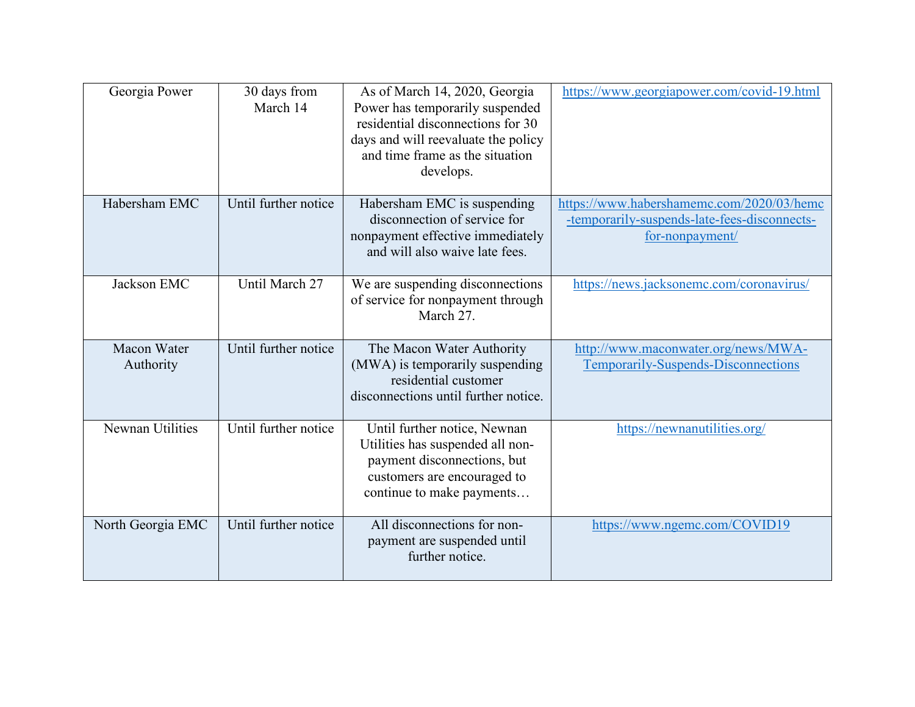| | | | |
|---|---|---|---|
| Georgia Power | 30 days from March 14 | As of March 14, 2020, Georgia Power has temporarily suspended residential disconnections for 30 days and will reevaluate the policy and time frame as the situation develops. | https://www.georgiapower.com/covid-19.html |
| Habersham EMC | Until further notice | Habersham EMC is suspending disconnection of service for nonpayment effective immediately and will also waive late fees. | https://www.habershamemc.com/2020/03/hemc-temporarily-suspends-late-fees-disconnects-for-nonpayment/ |
| Jackson EMC | Until March 27 | We are suspending disconnections of service for nonpayment through March 27. | https://news.jacksonemc.com/coronavirus/ |
| Macon Water Authority | Until further notice | The Macon Water Authority (MWA) is temporarily suspending residential customer disconnections until further notice. | http://www.maconwater.org/news/MWA-Temporarily-Suspends-Disconnections |
| Newnan Utilities | Until further notice | Until further notice, Newnan Utilities has suspended all non-payment disconnections, but customers are encouraged to continue to make payments… | https://newnanutilities.org/ |
| North Georgia EMC | Until further notice | All disconnections for non-payment are suspended until further notice. | https://www.ngemc.com/COVID19 |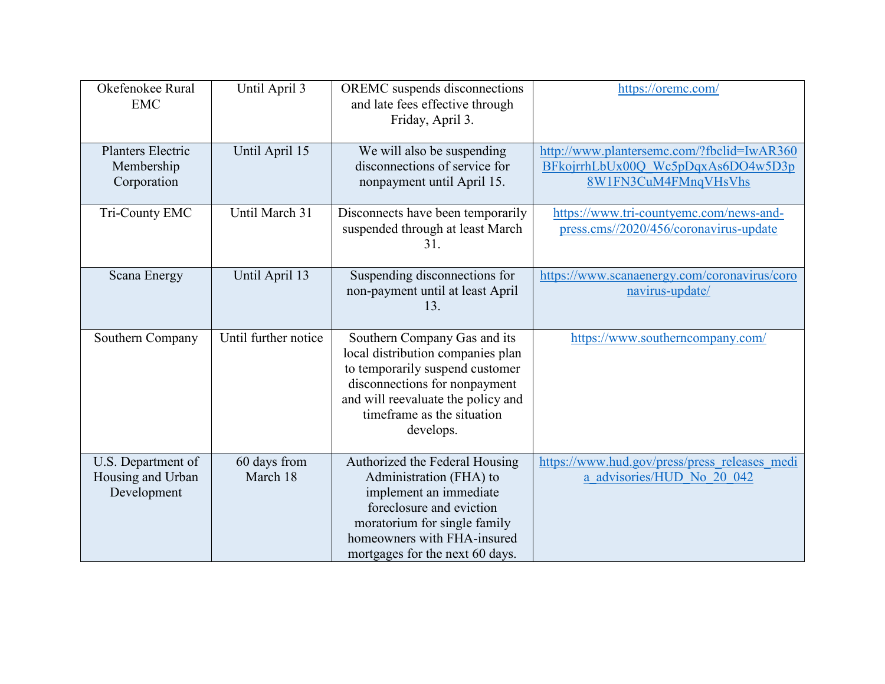| | | | |
|---|---|---|---|
| Okefenokee Rural EMC | Until April 3 | OREMC suspends disconnections and late fees effective through Friday, April 3. | https://oremc.com/ |
| Planters Electric Membership Corporation | Until April 15 | We will also be suspending disconnections of service for nonpayment until April 15. | http://www.plantersemc.com/?fbclid=IwAR360BFkojrrhLbUx00Q_Wc5pDqxAs6DO4w5D3p8W1FN3CuM4FMnqVHsVhs |
| Tri-County EMC | Until March 31 | Disconnects have been temporarily suspended through at least March 31. | https://www.tri-countyemc.com/news-and-press.cms//2020/456/coronavirus-update |
| Scana Energy | Until April 13 | Suspending disconnections for non-payment until at least April 13. | https://www.scanaenergy.com/coronavirus/coronavirus-update/ |
| Southern Company | Until further notice | Southern Company Gas and its local distribution companies plan to temporarily suspend customer disconnections for nonpayment and will reevaluate the policy and timeframe as the situation develops. | https://www.southerncompany.com/ |
| U.S. Department of Housing and Urban Development | 60 days from March 18 | Authorized the Federal Housing Administration (FHA) to implement an immediate foreclosure and eviction moratorium for single family homeowners with FHA-insured mortgages for the next 60 days. | https://www.hud.gov/press/press_releases_media_advisories/HUD_No_20_042 |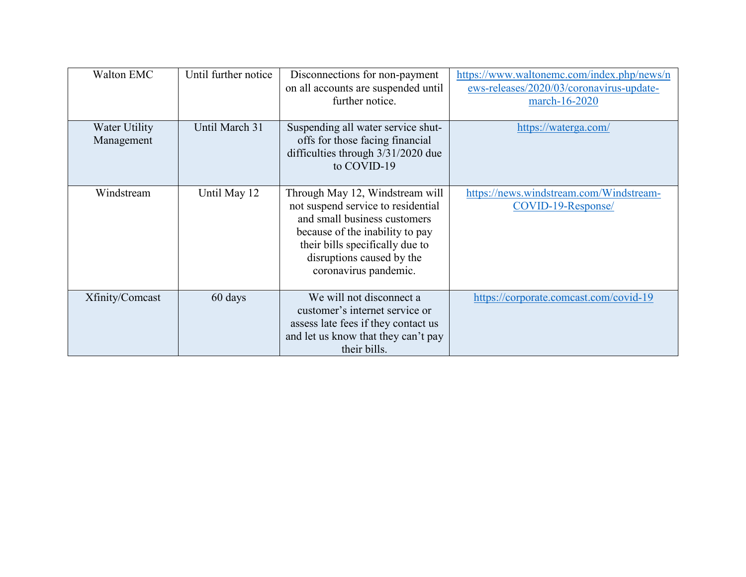| | | | |
|---|---|---|---|
| Walton EMC | Until further notice | Disconnections for non-payment on all accounts are suspended until further notice. | https://www.waltonemc.com/index.php/news/news-releases/2020/03/coronavirus-update-march-16-2020 |
| Water Utility Management | Until March 31 | Suspending all water service shut-offs for those facing financial difficulties through 3/31/2020 due to COVID-19 | https://waterga.com/ |
| Windstream | Until May 12 | Through May 12, Windstream will not suspend service to residential and small business customers because of the inability to pay their bills specifically due to disruptions caused by the coronavirus pandemic. | https://news.windstream.com/Windstream-COVID-19-Response/ |
| Xfinity/Comcast | 60 days | We will not disconnect a customer's internet service or assess late fees if they contact us and let us know that they can't pay their bills. | https://corporate.comcast.com/covid-19 |